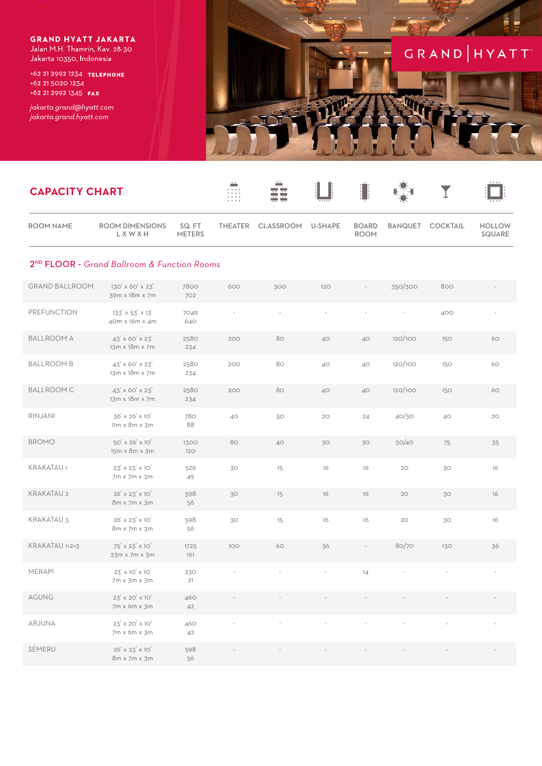**GRAND HYATT JAKARTA**
Jalan M.H. Thamrin, Kav. 28-30
Jakarta 10350, Indonesia

+62 21 2992 1234 **TELEPHONE**
+62 21 5020 1234
+62 21 2992 1345 **FAX**

*jakarta.grand@hyatt.com*
*jakarta.grand.hyatt.com*

GRAND | HYATT

## CAPACITY CHART

| ROOM NAME | ROOM DIMENSIONS L X W X H | SQ. FT METERS | THEATER | CLASSROOM | U-SHAPE | BOARD ROOM | BANQUET | COCKTAIL | HOLLOW SQUARE |
|---|---|---|---|---|---|---|---|---|---|
| **2ND FLOOR** - *Grand Ballroom & Function Rooms* | | | | | | | | | |
| GRAND BALLROOM | 130' x 60' x 23' 39m x 18m x 7m | 7800 702 | 600 | 300 | 120 | - | 350/300 | 800 | - |
| PREFUNCTION | 133' x 53' x 13' 40m x 16m x 4m | 7049 640 | - | - | - | - | - | 400 | - |
| BALLROOM A | 43' x 60' x 23' 13m x 18m x 7m | 2580 234 | 200 | 80 | 40 | 40 | 120/100 | 150 | 60 |
| BALLROOM B | 43' x 60' x 23' 13m x 18m x 7m | 2580 234 | 200 | 80 | 40 | 40 | 120/100 | 150 | 60 |
| BALLROOM C | 43' x 60' x 23' 13m x 18m x 7m | 2580 234 | 200 | 80 | 40 | 40 | 120/100 | 150 | 60 |
| RINJANI | 36' x 26' x 10' 11m x 8m x 3m | 780 88 | 40 | 30 | 20 | 24 | 40/30 | 40 | 20 |
| BROMO | 50' x 26' x 10' 15m x 8m x 3m | 1300 120 | 80 | 40 | 30 | 30 | 50/40 | 75 | 35 |
| KRAKATAU 1 | 23' x 23' x 10' 7m x 7m x 3m | 529 49 | 30 | 15 | 16 | 16 | 20 | 30 | 16 |
| KRAKATAU 2 | 26' x 23' x 10' 8m x 7m x 3m | 598 56 | 30 | 15 | 16 | 16 | 20 | 30 | 16 |
| KRAKATAU 3 | 26' x 23' x 10' 8m x 7m x 3m | 598 56 | 30 | 15 | 16 | 16 | 20 | 30 | 16 |
| KRAKATAU 1+2+3 | 75' x 23' x 10' 23m x 7m x 3m | 1725 161 | 100 | 60 | 36 | - | 80/70 | 130 | 36 |
| MERAPI | 23' x 10' x 10' 7m x 3m x 3m | 230 21 | - | - | - | 14 | - | - | - |
| AGUNG | 23' x 20' x 10' 7m x 6m x 3m | 460 42 | - | - | - | - | - | - | - |
| ARJUNA | 23' x 20' x 10' 7m x 6m x 3m | 460 42 | - | - | - | - | - | - | - |
| SEMERU | 26' x 23' x 10' 8m x 7m x 3m | 598 56 | - | - | - | - | - | - | - |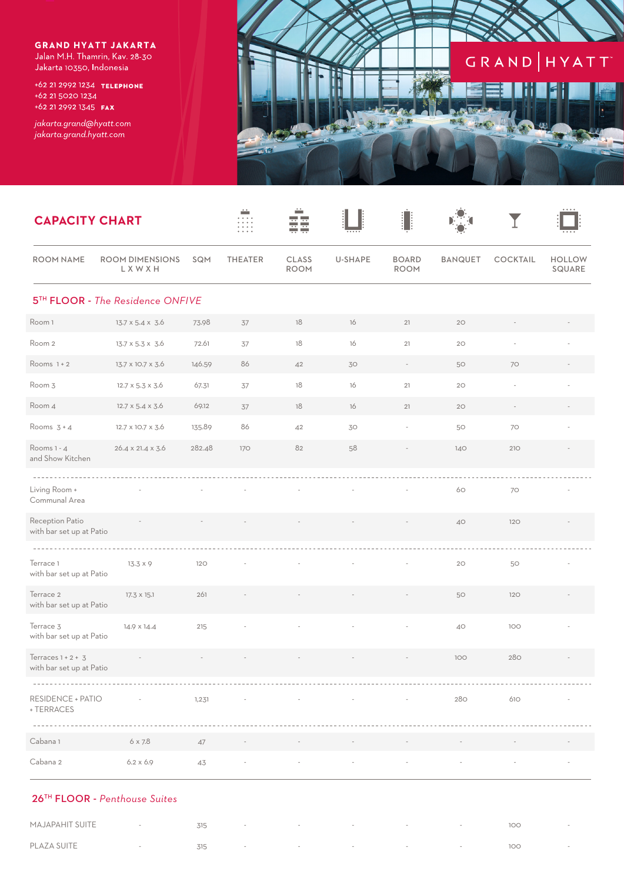**GRAND HYATT JAKARTA**
Jalan M.H. Thamrin, Kav. 28-30
Jakarta 10350, Indonesia

+62 21 2992 1234 **TELEPHONE**
+62 21 5020 1234
+62 21 2992 1345 **FAX**

*jakarta.grand@hyatt.com*
*jakarta.grand.hyatt.com*

GRAND | HYATT

## CAPACITY CHART

| ROOM NAME | ROOM DIMENSIONS L X W X H | SQM | THEATER | CLASS ROOM | U-SHAPE | BOARD ROOM | BANQUET | COCKTAIL | HOLLOW SQUARE |
|---|---|---|---|---|---|---|---|---|---|
| **5TH FLOOR - *The Residence ONFIVE*** | | | | | | | | | |
| Room 1 | 13.7 x 5.4 x 3.6 | 73.98 | 37 | 18 | 16 | 21 | 20 | - | - |
| Room 2 | 13.7 x 5.3 x 3.6 | 72.61 | 37 | 18 | 16 | 21 | 20 | - | - |
| Rooms 1 + 2 | 13.7 x 10.7 x 3.6 | 146.59 | 86 | 42 | 30 | - | 50 | 70 | - |
| Room 3 | 12.7 x 5.3 x 3.6 | 67.31 | 37 | 18 | 16 | 21 | 20 | - | - |
| Room 4 | 12.7 x 5.4 x 3.6 | 69.12 | 37 | 18 | 16 | 21 | 20 | - | - |
| Rooms 3 + 4 | 12.7 x 10.7 x 3.6 | 135.89 | 86 | 42 | 30 | - | 50 | 70 | - |
| Rooms 1 - 4 and Show Kitchen | 26.4 x 21.4 x 3.6 | 282.48 | 170 | 82 | 58 | - | 140 | 210 | - |
| Living Room + Communal Area | - | - | - | - | - | - | 60 | 70 | - |
| Reception Patio with bar set up at Patio | - | - | - | - | - | - | 40 | 120 | - |
| Terrace 1 with bar set up at Patio | 13.3 x 9 | 120 | - | - | - | - | 20 | 50 | - |
| Terrace 2 with bar set up at Patio | 17.3 x 15.1 | 261 | - | - | - | - | 50 | 120 | - |
| Terrace 3 with bar set up at Patio | 14.9 x 14.4 | 215 | - | - | - | - | 40 | 100 | - |
| Terraces 1 + 2 + 3 with bar set up at Patio | - | - | - | - | - | - | 100 | 280 | - |
| RESIDENCE + PATIO + TERRACES | - | 1,231 | - | - | - | - | 280 | 610 | - |
| Cabana 1 | 6 x 7.8 | 47 | - | - | - | - | - | - | - |
| Cabana 2 | 6.2 x 6.9 | 43 | - | - | - | - | - | - | - |
| **26TH FLOOR - *Penthouse Suites*** | | | | | | | | | |
| MAJAPAHIT SUITE | - | 315 | - | - | - | - | - | 100 | - |
| PLAZA SUITE | - | 315 | - | - | - | - | - | 100 | - |